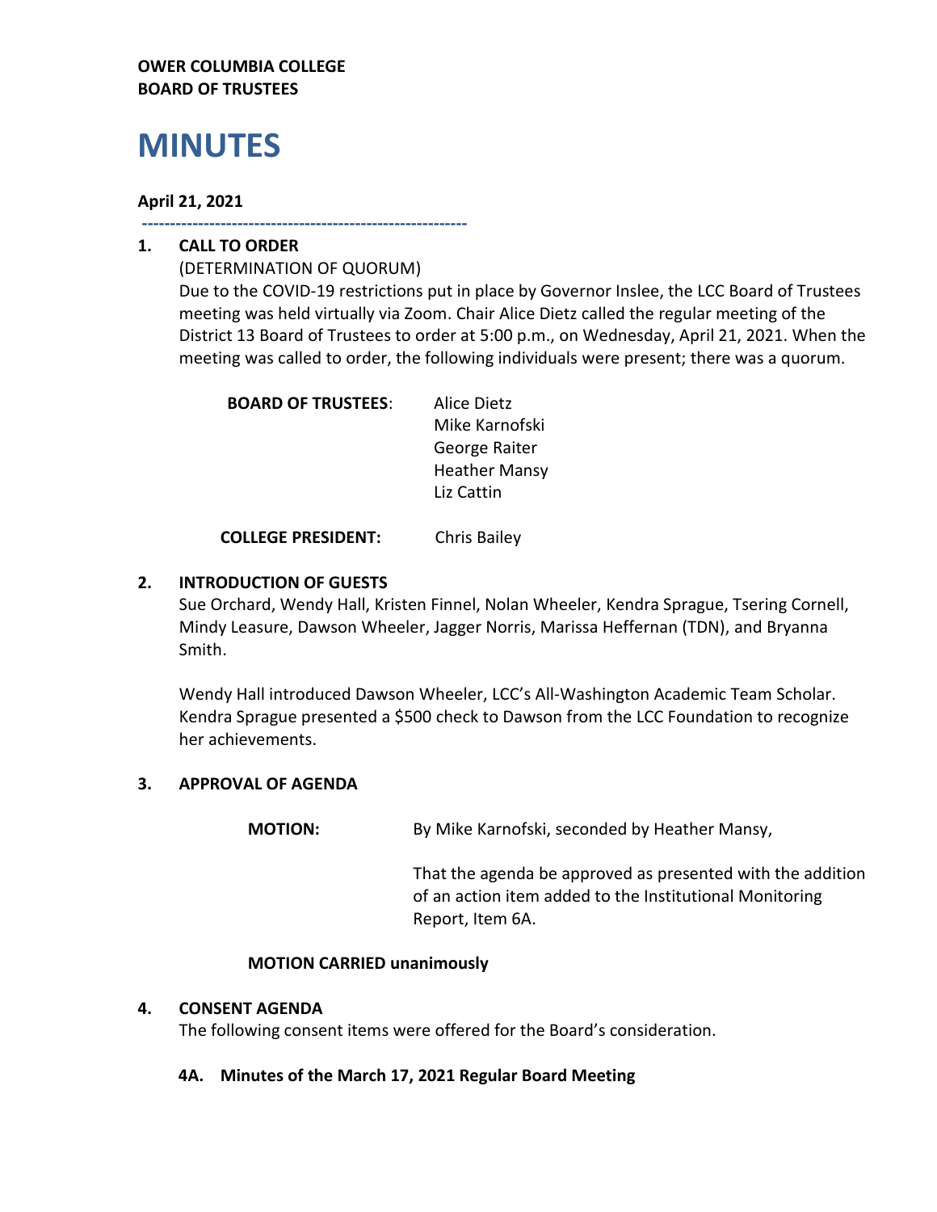**OWER COLUMBIA COLLEGE**
**BOARD OF TRUSTEES**

# MINUTES

**April 21, 2021**

---

## 1. CALL TO ORDER

(DETERMINATION OF QUORUM)

Due to the COVID-19 restrictions put in place by Governor Inslee, the LCC Board of Trustees meeting was held virtually via Zoom. Chair Alice Dietz called the regular meeting of the District 13 Board of Trustees to order at 5:00 p.m., on Wednesday, April 21, 2021. When the meeting was called to order, the following individuals were present; there was a quorum.

**BOARD OF TRUSTEES**:
- Alice Dietz
- Mike Karnofski
- George Raiter
- Heather Mansy
- Liz Cattin

**COLLEGE PRESIDENT:** Chris Bailey

## 2. INTRODUCTION OF GUESTS

Sue Orchard, Wendy Hall, Kristen Finnel, Nolan Wheeler, Kendra Sprague, Tsering Cornell, Mindy Leasure, Dawson Wheeler, Jagger Norris, Marissa Heffernan (TDN), and Bryanna Smith.

Wendy Hall introduced Dawson Wheeler, LCC's All-Washington Academic Team Scholar. Kendra Sprague presented a $500 check to Dawson from the LCC Foundation to recognize her achievements.

## 3. APPROVAL OF AGENDA

**MOTION:** By Mike Karnofski, seconded by Heather Mansy,

That the agenda be approved as presented with the addition of an action item added to the Institutional Monitoring Report, Item 6A.

**MOTION CARRIED unanimously**

## 4. CONSENT AGENDA

The following consent items were offered for the Board's consideration.

### 4A. Minutes of the March 17, 2021 Regular Board Meeting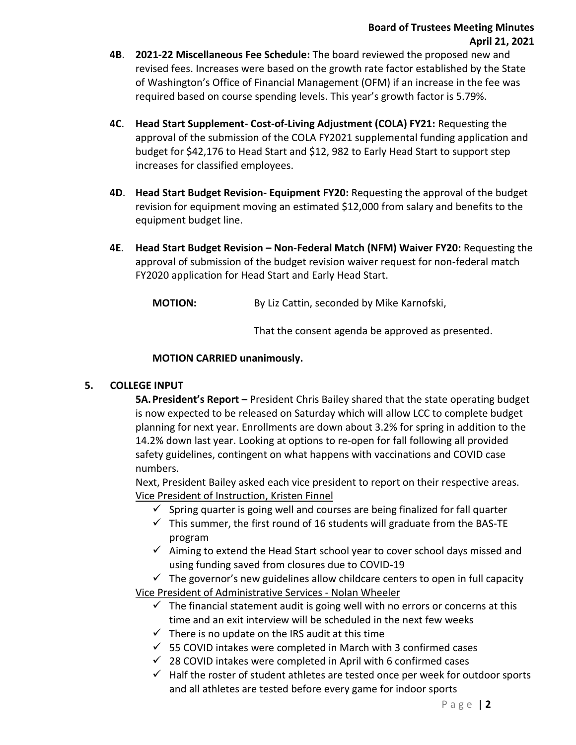**4B**. **2021-22 Miscellaneous Fee Schedule:** The board reviewed the proposed new and revised fees. Increases were based on the growth rate factor established by the State of Washington's Office of Financial Management (OFM) if an increase in the fee was required based on course spending levels. This year's growth factor is 5.79%.

**4C**. **Head Start Supplement- Cost-of-Living Adjustment (COLA) FY21:** Requesting the approval of the submission of the COLA FY2021 supplemental funding application and budget for $42,176 to Head Start and $12, 982 to Early Head Start to support step increases for classified employees.

**4D**. **Head Start Budget Revision- Equipment FY20:** Requesting the approval of the budget revision for equipment moving an estimated $12,000 from salary and benefits to the equipment budget line.

**4E**. **Head Start Budget Revision – Non-Federal Match (NFM) Waiver FY20:** Requesting the approval of submission of the budget revision waiver request for non-federal match FY2020 application for Head Start and Early Head Start.

**MOTION:** By Liz Cattin, seconded by Mike Karnofski,

That the consent agenda be approved as presented.

**MOTION CARRIED unanimously.**

## 5. COLLEGE INPUT

**5A. President's Report –** President Chris Bailey shared that the state operating budget is now expected to be released on Saturday which will allow LCC to complete budget planning for next year. Enrollments are down about 3.2% for spring in addition to the 14.2% down last year. Looking at options to re-open for fall following all provided safety guidelines, contingent on what happens with vaccinations and COVID case numbers.

Next, President Bailey asked each vice president to report on their respective areas.

Vice President of Instruction, Kristen Finnel

- ✓ Spring quarter is going well and courses are being finalized for fall quarter
- ✓ This summer, the first round of 16 students will graduate from the BAS-TE program
- ✓ Aiming to extend the Head Start school year to cover school days missed and using funding saved from closures due to COVID-19
- ✓ The governor's new guidelines allow childcare centers to open in full capacity

Vice President of Administrative Services - Nolan Wheeler

- ✓ The financial statement audit is going well with no errors or concerns at this time and an exit interview will be scheduled in the next few weeks
- ✓ There is no update on the IRS audit at this time
- ✓ 55 COVID intakes were completed in March with 3 confirmed cases
- ✓ 28 COVID intakes were completed in April with 6 confirmed cases
- ✓ Half the roster of student athletes are tested once per week for outdoor sports and all athletes are tested before every game for indoor sports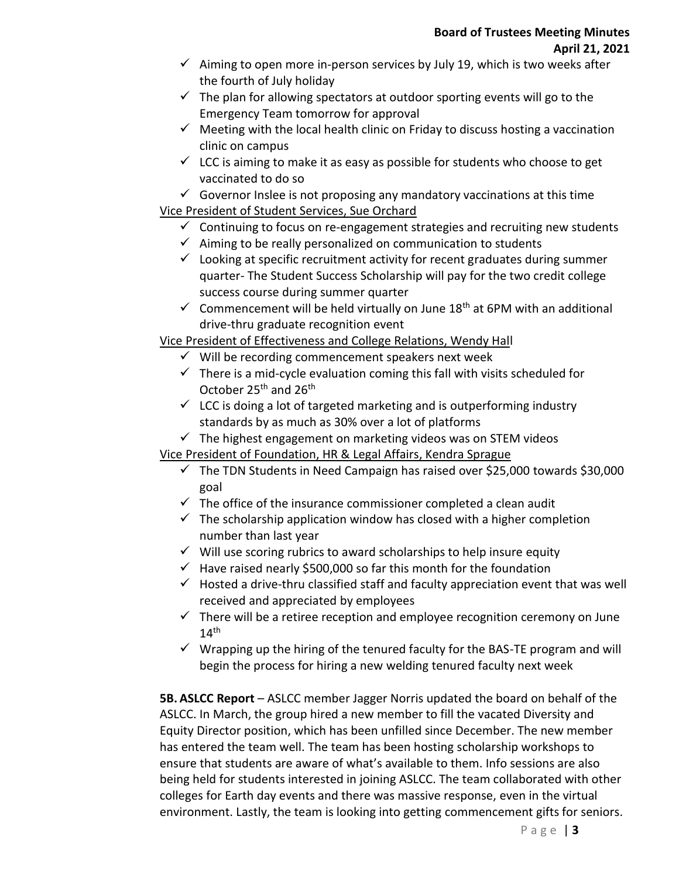- ✓ Aiming to open more in-person services by July 19, which is two weeks after the fourth of July holiday
- ✓ The plan for allowing spectators at outdoor sporting events will go to the Emergency Team tomorrow for approval
- ✓ Meeting with the local health clinic on Friday to discuss hosting a vaccination clinic on campus
- ✓ LCC is aiming to make it as easy as possible for students who choose to get vaccinated to do so
- ✓ Governor Inslee is not proposing any mandatory vaccinations at this time

<u>Vice President of Student Services, Sue Orchard</u>

- ✓ Continuing to focus on re-engagement strategies and recruiting new students
- ✓ Aiming to be really personalized on communication to students
- ✓ Looking at specific recruitment activity for recent graduates during summer quarter- The Student Success Scholarship will pay for the two credit college success course during summer quarter
- ✓ Commencement will be held virtually on June 18th at 6PM with an additional drive-thru graduate recognition event

<u>Vice President of Effectiveness and College Relations, Wendy Hall</u>

- ✓ Will be recording commencement speakers next week
- ✓ There is a mid-cycle evaluation coming this fall with visits scheduled for October 25th and 26th
- ✓ LCC is doing a lot of targeted marketing and is outperforming industry standards by as much as 30% over a lot of platforms
- ✓ The highest engagement on marketing videos was on STEM videos

<u>Vice President of Foundation, HR & Legal Affairs, Kendra Sprague</u>

- ✓ The TDN Students in Need Campaign has raised over $25,000 towards $30,000 goal
- ✓ The office of the insurance commissioner completed a clean audit
- ✓ The scholarship application window has closed with a higher completion number than last year
- ✓ Will use scoring rubrics to award scholarships to help insure equity
- ✓ Have raised nearly $500,000 so far this month for the foundation
- ✓ Hosted a drive-thru classified staff and faculty appreciation event that was well received and appreciated by employees
- ✓ There will be a retiree reception and employee recognition ceremony on June 14th
- ✓ Wrapping up the hiring of the tenured faculty for the BAS-TE program and will begin the process for hiring a new welding tenured faculty next week

**5B. ASLCC Report** – ASLCC member Jagger Norris updated the board on behalf of the ASLCC. In March, the group hired a new member to fill the vacated Diversity and Equity Director position, which has been unfilled since December. The new member has entered the team well. The team has been hosting scholarship workshops to ensure that students are aware of what's available to them. Info sessions are also being held for students interested in joining ASLCC. The team collaborated with other colleges for Earth day events and there was massive response, even in the virtual environment. Lastly, the team is looking into getting commencement gifts for seniors.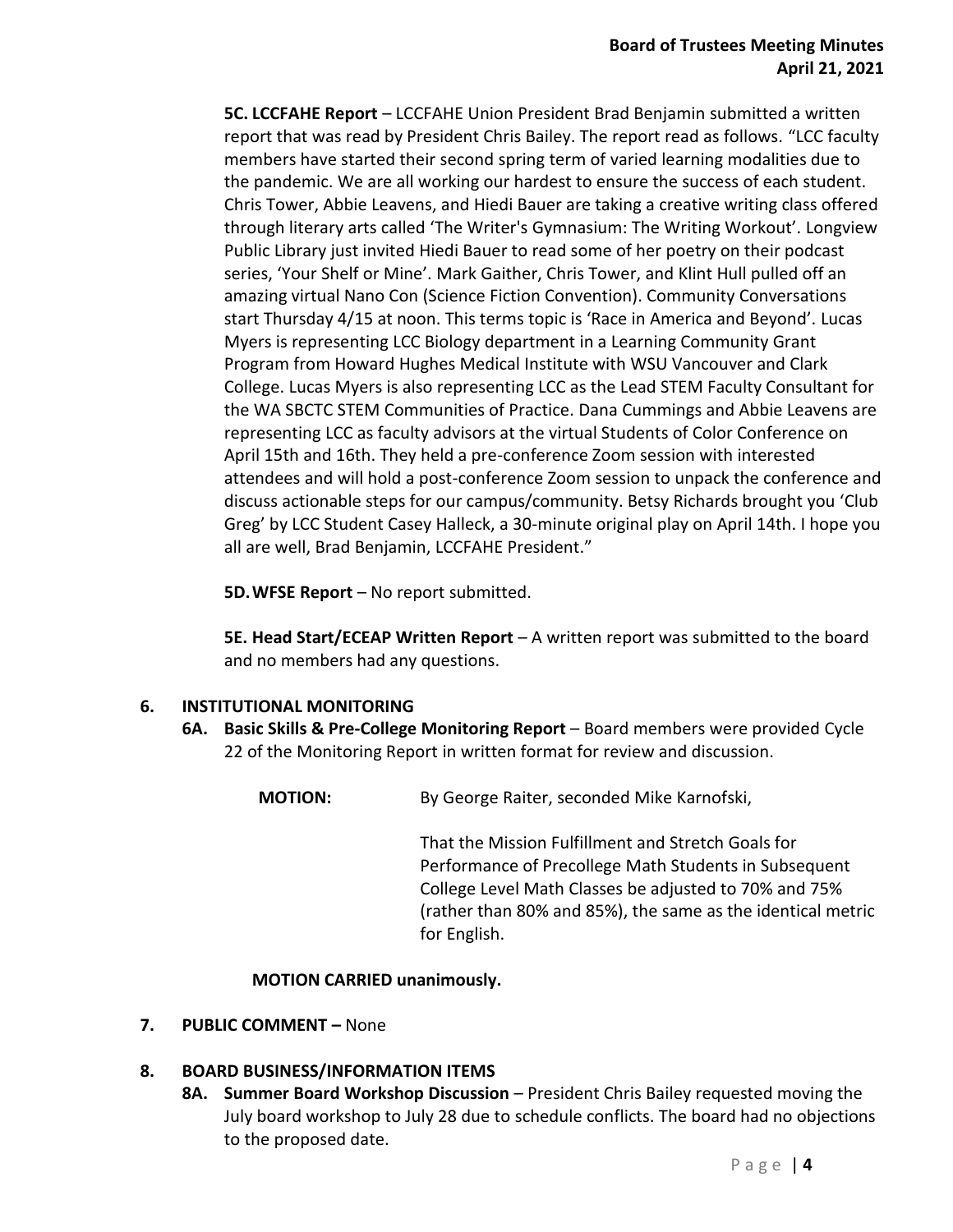**5C. LCCFAHE Report** – LCCFAHE Union President Brad Benjamin submitted a written report that was read by President Chris Bailey. The report read as follows. "LCC faculty members have started their second spring term of varied learning modalities due to the pandemic. We are all working our hardest to ensure the success of each student. Chris Tower, Abbie Leavens, and Hiedi Bauer are taking a creative writing class offered through literary arts called 'The Writer's Gymnasium: The Writing Workout'. Longview Public Library just invited Hiedi Bauer to read some of her poetry on their podcast series, 'Your Shelf or Mine'. Mark Gaither, Chris Tower, and Klint Hull pulled off an amazing virtual Nano Con (Science Fiction Convention). Community Conversations start Thursday 4/15 at noon. This terms topic is 'Race in America and Beyond'. Lucas Myers is representing LCC Biology department in a Learning Community Grant Program from Howard Hughes Medical Institute with WSU Vancouver and Clark College. Lucas Myers is also representing LCC as the Lead STEM Faculty Consultant for the WA SBCTC STEM Communities of Practice. Dana Cummings and Abbie Leavens are representing LCC as faculty advisors at the virtual Students of Color Conference on April 15th and 16th. They held a pre-conference Zoom session with interested attendees and will hold a post-conference Zoom session to unpack the conference and discuss actionable steps for our campus/community. Betsy Richards brought you 'Club Greg' by LCC Student Casey Halleck, a 30-minute original play on April 14th. I hope you all are well, Brad Benjamin, LCCFAHE President."

**5D. WFSE Report** – No report submitted.

**5E. Head Start/ECEAP Written Report** – A written report was submitted to the board and no members had any questions.

## 6. INSTITUTIONAL MONITORING

**6A. Basic Skills & Pre-College Monitoring Report** – Board members were provided Cycle 22 of the Monitoring Report in written format for review and discussion.

**MOTION:** By George Raiter, seconded Mike Karnofski,

That the Mission Fulfillment and Stretch Goals for Performance of Precollege Math Students in Subsequent College Level Math Classes be adjusted to 70% and 75% (rather than 80% and 85%), the same as the identical metric for English.

**MOTION CARRIED unanimously.**

## 7. PUBLIC COMMENT – None

## 8. BOARD BUSINESS/INFORMATION ITEMS

**8A. Summer Board Workshop Discussion** – President Chris Bailey requested moving the July board workshop to July 28 due to schedule conflicts. The board had no objections to the proposed date.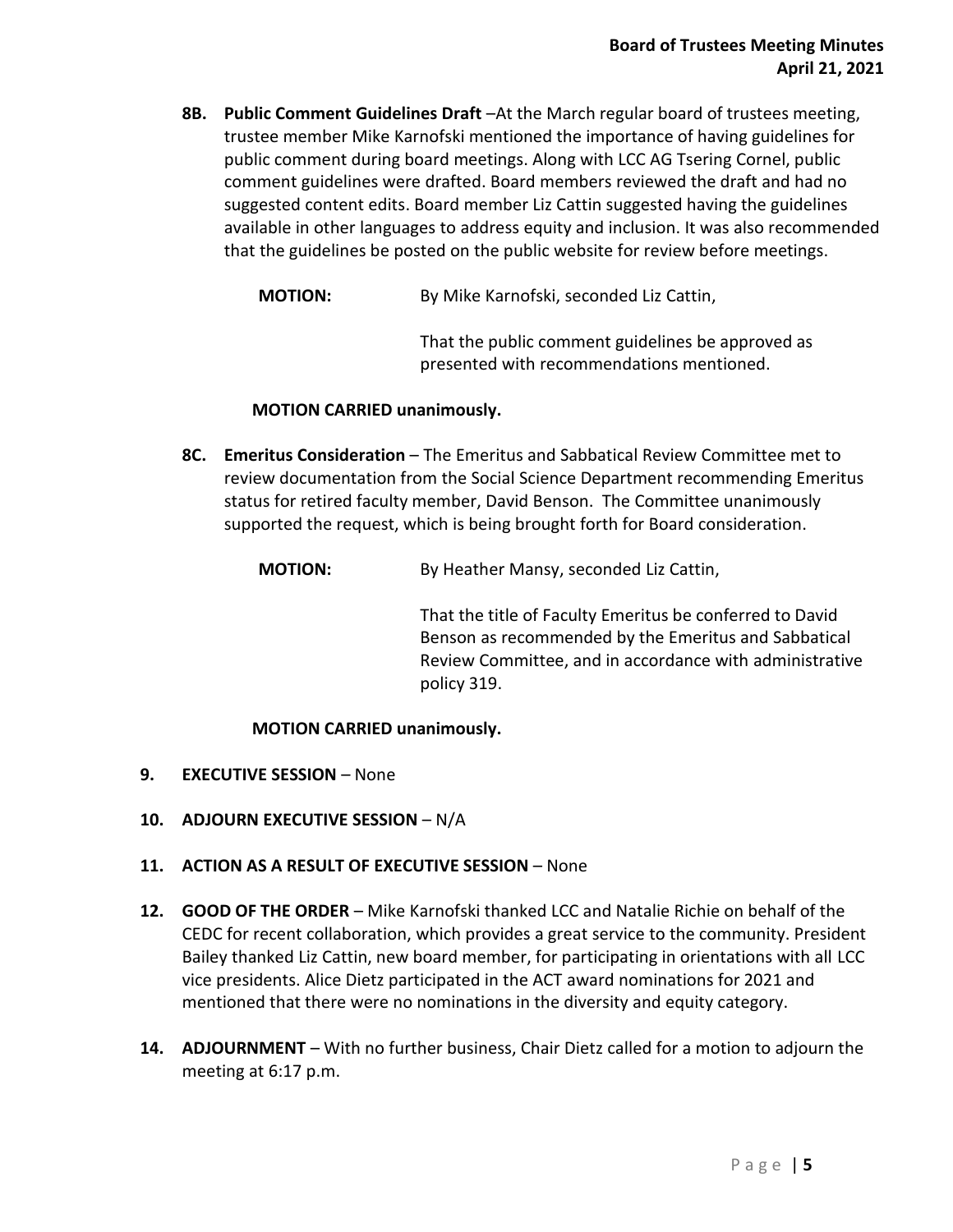**8B. Public Comment Guidelines Draft** –At the March regular board of trustees meeting, trustee member Mike Karnofski mentioned the importance of having guidelines for public comment during board meetings. Along with LCC AG Tsering Cornel, public comment guidelines were drafted. Board members reviewed the draft and had no suggested content edits. Board member Liz Cattin suggested having the guidelines available in other languages to address equity and inclusion. It was also recommended that the guidelines be posted on the public website for review before meetings.

**MOTION:** By Mike Karnofski, seconded Liz Cattin,

That the public comment guidelines be approved as presented with recommendations mentioned.

**MOTION CARRIED unanimously.**

**8C. Emeritus Consideration** – The Emeritus and Sabbatical Review Committee met to review documentation from the Social Science Department recommending Emeritus status for retired faculty member, David Benson. The Committee unanimously supported the request, which is being brought forth for Board consideration.

**MOTION:** By Heather Mansy, seconded Liz Cattin,

That the title of Faculty Emeritus be conferred to David Benson as recommended by the Emeritus and Sabbatical Review Committee, and in accordance with administrative policy 319.

**MOTION CARRIED unanimously.**

**9. EXECUTIVE SESSION** – None

**10. ADJOURN EXECUTIVE SESSION** – N/A

**11. ACTION AS A RESULT OF EXECUTIVE SESSION** – None

**12. GOOD OF THE ORDER** – Mike Karnofski thanked LCC and Natalie Richie on behalf of the CEDC for recent collaboration, which provides a great service to the community. President Bailey thanked Liz Cattin, new board member, for participating in orientations with all LCC vice presidents. Alice Dietz participated in the ACT award nominations for 2021 and mentioned that there were no nominations in the diversity and equity category.

**14. ADJOURNMENT** – With no further business, Chair Dietz called for a motion to adjourn the meeting at 6:17 p.m.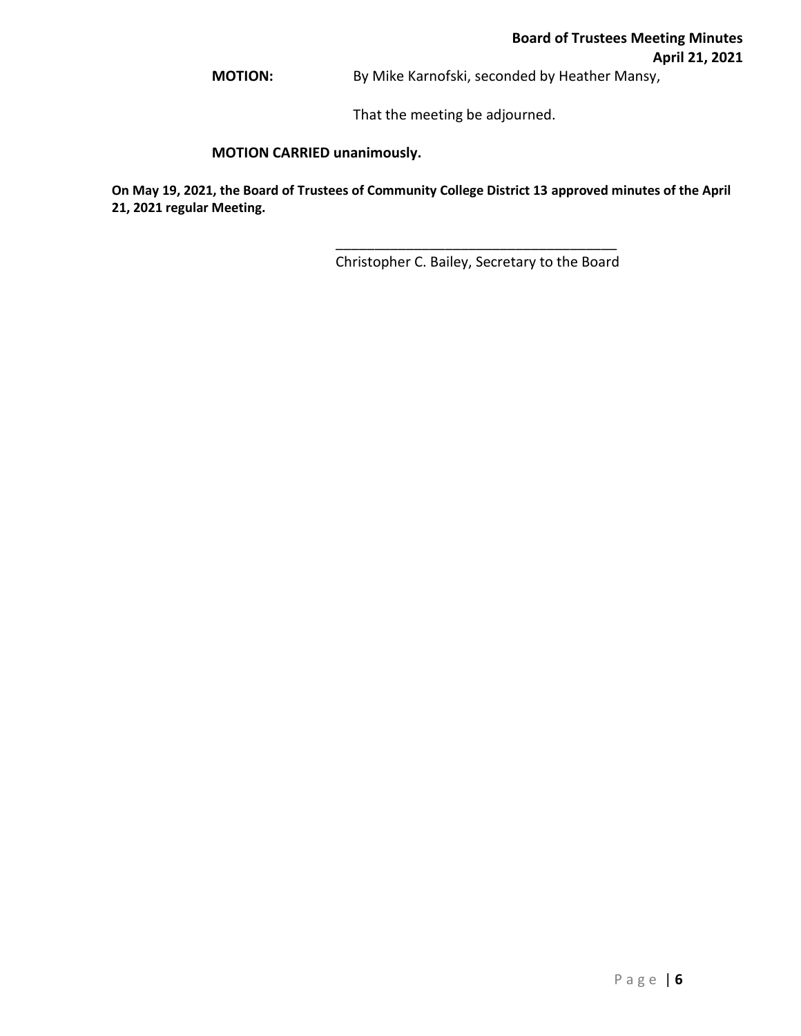**MOTION:** By Mike Karnofski, seconded by Heather Mansy,

That the meeting be adjourned.

**MOTION CARRIED unanimously.**

**On May 19, 2021, the Board of Trustees of Community College District 13 approved minutes of the April 21, 2021 regular Meeting.**

\_\_\_\_\_\_\_\_\_\_\_\_\_\_\_\_\_\_\_\_\_\_\_\_\_\_\_\_\_\_\_\_\_\_\_\_\_\_

Christopher C. Bailey, Secretary to the Board